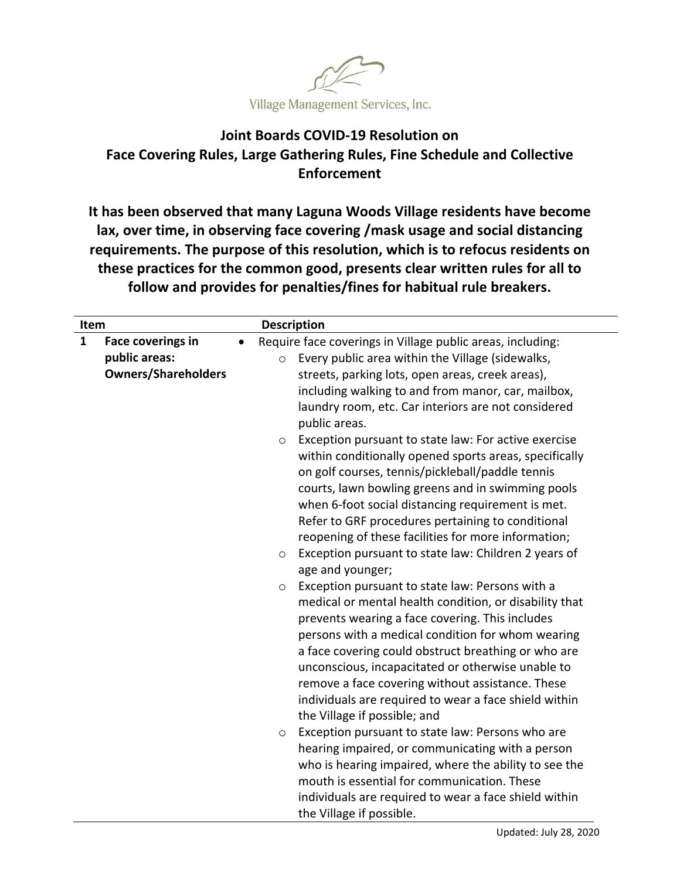Village Management Services, Inc.

# Joint Boards COVID-19 Resolution on Face Covering Rules, Large Gathering Rules, Fine Schedule and Collective Enforcement

**It has been observed that many Laguna Woods Village residents have become lax, over time, in observing face covering /mask usage and social distancing requirements. The purpose of this resolution, which is to refocus residents on these practices for the common good, presents clear written rules for all to follow and provides for penalties/fines for habitual rule breakers.**

| Item | | Description |
|---|---|---|
| 1 | **Face coverings in public areas: Owners/Shareholders** | • Require face coverings in Village public areas, including:<br>  ○ Every public area within the Village (sidewalks, streets, parking lots, open areas, creek areas), including walking to and from manor, car, mailbox, laundry room, etc. Car interiors are not considered public areas.<br>  ○ Exception pursuant to state law: For active exercise within conditionally opened sports areas, specifically on golf courses, tennis/pickleball/paddle tennis courts, lawn bowling greens and in swimming pools when 6-foot social distancing requirement is met. Refer to GRF procedures pertaining to conditional reopening of these facilities for more information;<br>  ○ Exception pursuant to state law: Children 2 years of age and younger;<br>  ○ Exception pursuant to state law: Persons with a medical or mental health condition, or disability that prevents wearing a face covering. This includes persons with a medical condition for whom wearing a face covering could obstruct breathing or who are unconscious, incapacitated or otherwise unable to remove a face covering without assistance. These individuals are required to wear a face shield within the Village if possible; and<br>  ○ Exception pursuant to state law: Persons who are hearing impaired, or communicating with a person who is hearing impaired, where the ability to see the mouth is essential for communication. These individuals are required to wear a face shield within the Village if possible. |

Updated: July 28, 2020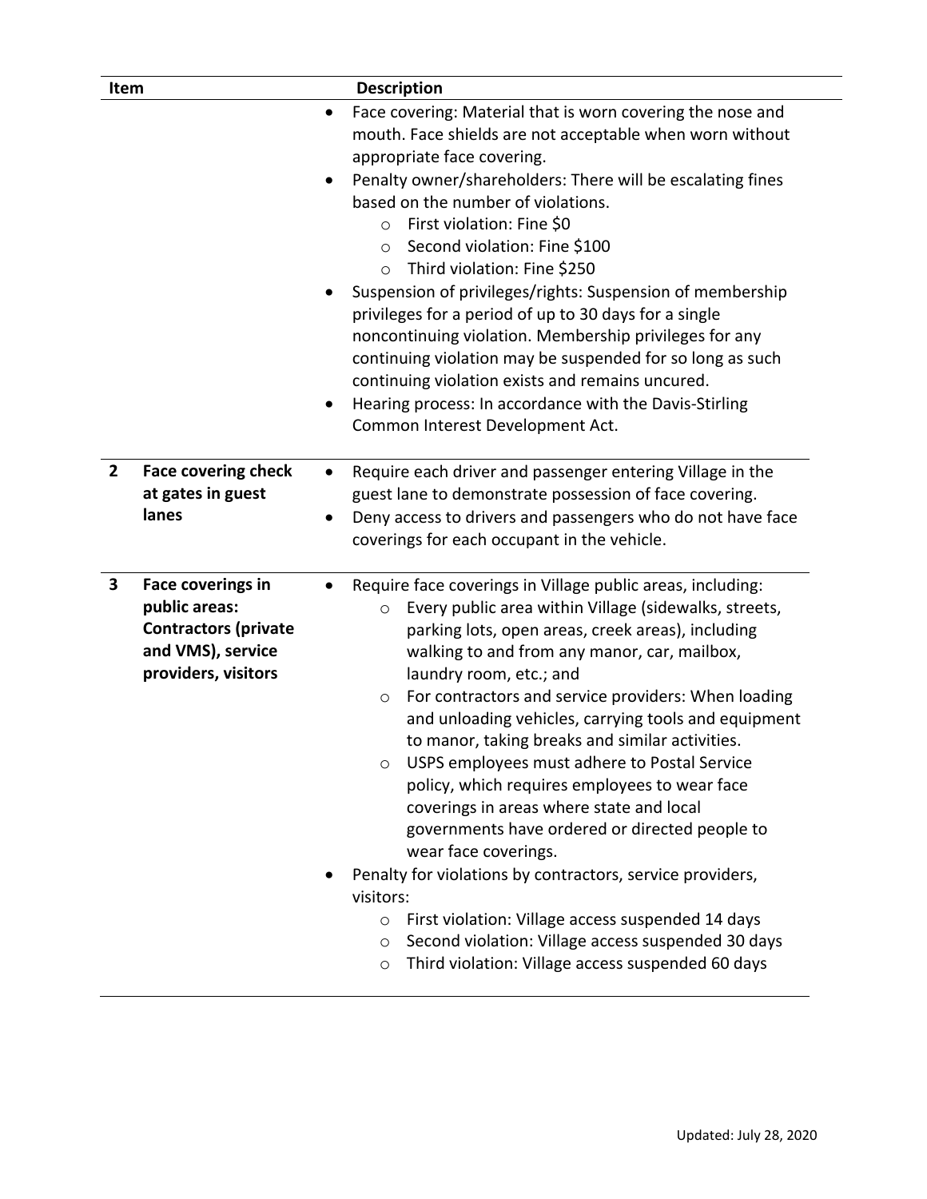| Item | | Description |
| --- | --- | --- |
| | | • Face covering: Material that is worn covering the nose and mouth. Face shields are not acceptable when worn without appropriate face covering.<br>• Penalty owner/shareholders: There will be escalating fines based on the number of violations.<br>&nbsp;&nbsp;&nbsp;&nbsp;○ First violation: Fine $0<br>&nbsp;&nbsp;&nbsp;&nbsp;○ Second violation: Fine $100<br>&nbsp;&nbsp;&nbsp;&nbsp;○ Third violation: Fine $250<br>• Suspension of privileges/rights: Suspension of membership privileges for a period of up to 30 days for a single noncontinuing violation. Membership privileges for any continuing violation may be suspended for so long as such continuing violation exists and remains uncured.<br>• Hearing process: In accordance with the Davis-Stirling Common Interest Development Act. |
| **2** | **Face covering check at gates in guest lanes** | • Require each driver and passenger entering Village in the guest lane to demonstrate possession of face covering.<br>• Deny access to drivers and passengers who do not have face coverings for each occupant in the vehicle. |
| **3** | **Face coverings in public areas: Contractors (private and VMS), service providers, visitors** | • Require face coverings in Village public areas, including:<br>&nbsp;&nbsp;&nbsp;&nbsp;○ Every public area within Village (sidewalks, streets, parking lots, open areas, creek areas), including walking to and from any manor, car, mailbox, laundry room, etc.; and<br>&nbsp;&nbsp;&nbsp;&nbsp;○ For contractors and service providers: When loading and unloading vehicles, carrying tools and equipment to manor, taking breaks and similar activities.<br>&nbsp;&nbsp;&nbsp;&nbsp;○ USPS employees must adhere to Postal Service policy, which requires employees to wear face coverings in areas where state and local governments have ordered or directed people to wear face coverings.<br>• Penalty for violations by contractors, service providers, visitors:<br>&nbsp;&nbsp;&nbsp;&nbsp;○ First violation: Village access suspended 14 days<br>&nbsp;&nbsp;&nbsp;&nbsp;○ Second violation: Village access suspended 30 days<br>&nbsp;&nbsp;&nbsp;&nbsp;○ Third violation: Village access suspended 60 days |

Updated: July 28, 2020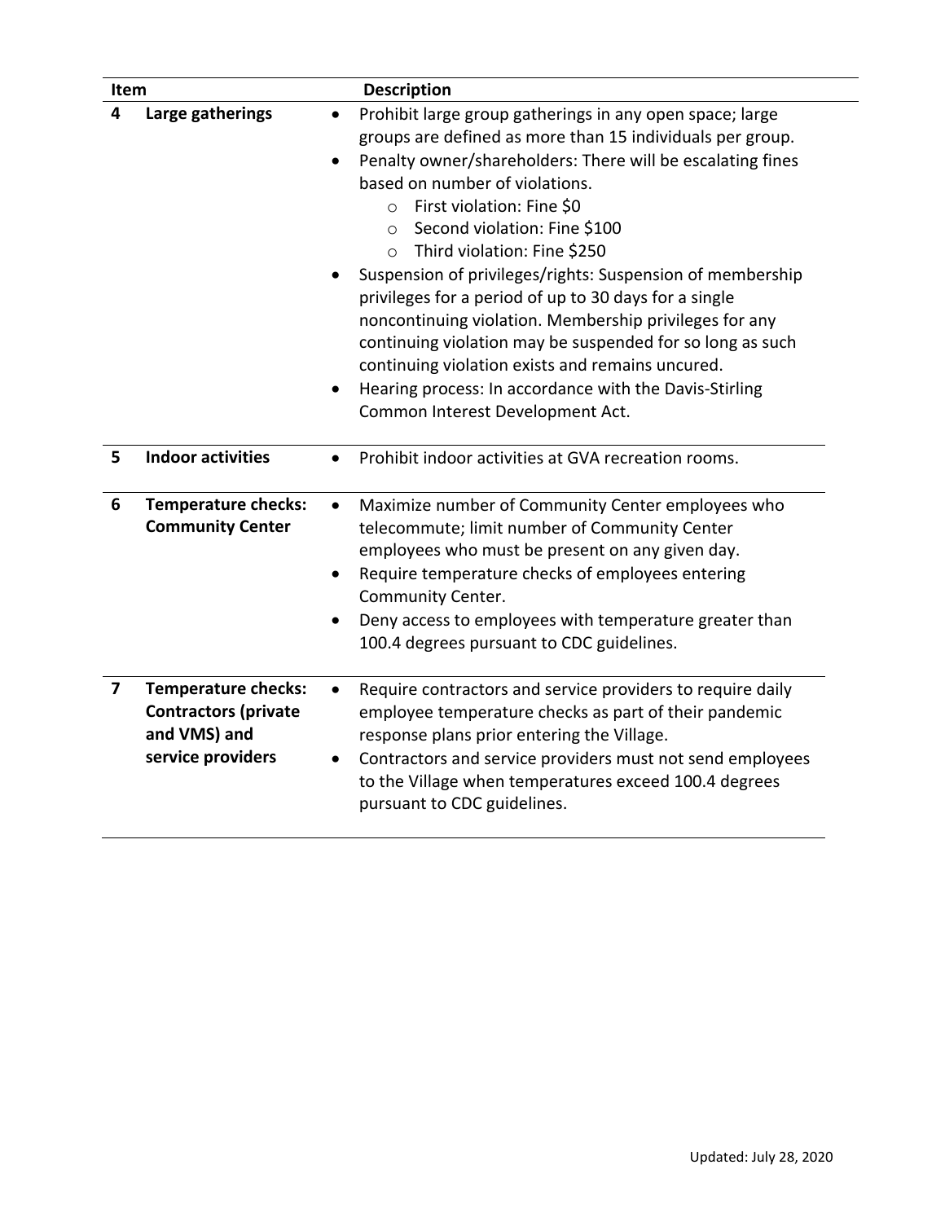| Item | | Description |
|---|---|---|
| 4 | **Large gatherings** | • Prohibit large group gatherings in any open space; large groups are defined as more than 15 individuals per group.<br>• Penalty owner/shareholders: There will be escalating fines based on number of violations.<br>  ○ First violation: Fine $0<br>  ○ Second violation: Fine $100<br>  ○ Third violation: Fine $250<br>• Suspension of privileges/rights: Suspension of membership privileges for a period of up to 30 days for a single noncontinuing violation. Membership privileges for any continuing violation may be suspended for so long as such continuing violation exists and remains uncured.<br>• Hearing process: In accordance with the Davis-Stirling Common Interest Development Act. |
| 5 | **Indoor activities** | • Prohibit indoor activities at GVA recreation rooms. |
| 6 | **Temperature checks: Community Center** | • Maximize number of Community Center employees who telecommute; limit number of Community Center employees who must be present on any given day.<br>• Require temperature checks of employees entering Community Center.<br>• Deny access to employees with temperature greater than 100.4 degrees pursuant to CDC guidelines. |
| 7 | **Temperature checks: Contractors (private and VMS) and service providers** | • Require contractors and service providers to require daily employee temperature checks as part of their pandemic response plans prior entering the Village.<br>• Contractors and service providers must not send employees to the Village when temperatures exceed 100.4 degrees pursuant to CDC guidelines. |

Updated: July 28, 2020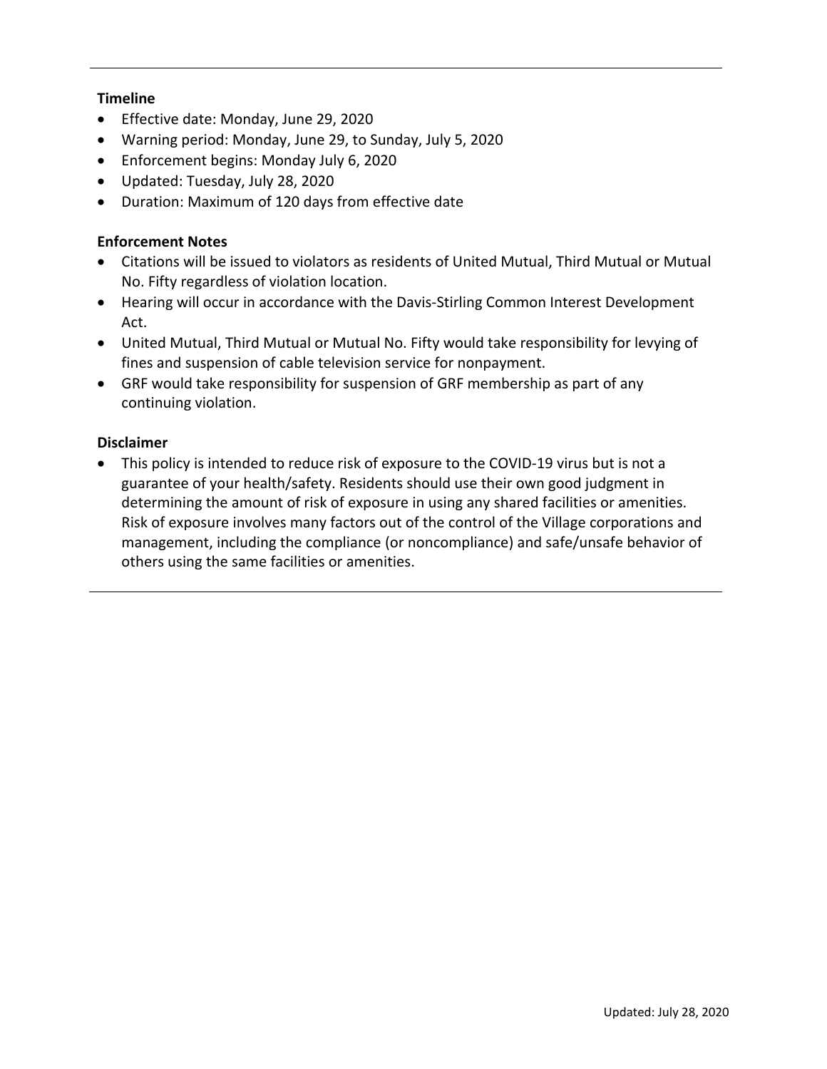**Timeline**

- Effective date: Monday, June 29, 2020
- Warning period: Monday, June 29, to Sunday, July 5, 2020
- Enforcement begins: Monday July 6, 2020
- Updated: Tuesday, July 28, 2020
- Duration: Maximum of 120 days from effective date

**Enforcement Notes**

- Citations will be issued to violators as residents of United Mutual, Third Mutual or Mutual No. Fifty regardless of violation location.
- Hearing will occur in accordance with the Davis-Stirling Common Interest Development Act.
- United Mutual, Third Mutual or Mutual No. Fifty would take responsibility for levying of fines and suspension of cable television service for nonpayment.
- GRF would take responsibility for suspension of GRF membership as part of any continuing violation.

**Disclaimer**

- This policy is intended to reduce risk of exposure to the COVID-19 virus but is not a guarantee of your health/safety. Residents should use their own good judgment in determining the amount of risk of exposure in using any shared facilities or amenities. Risk of exposure involves many factors out of the control of the Village corporations and management, including the compliance (or noncompliance) and safe/unsafe behavior of others using the same facilities or amenities.